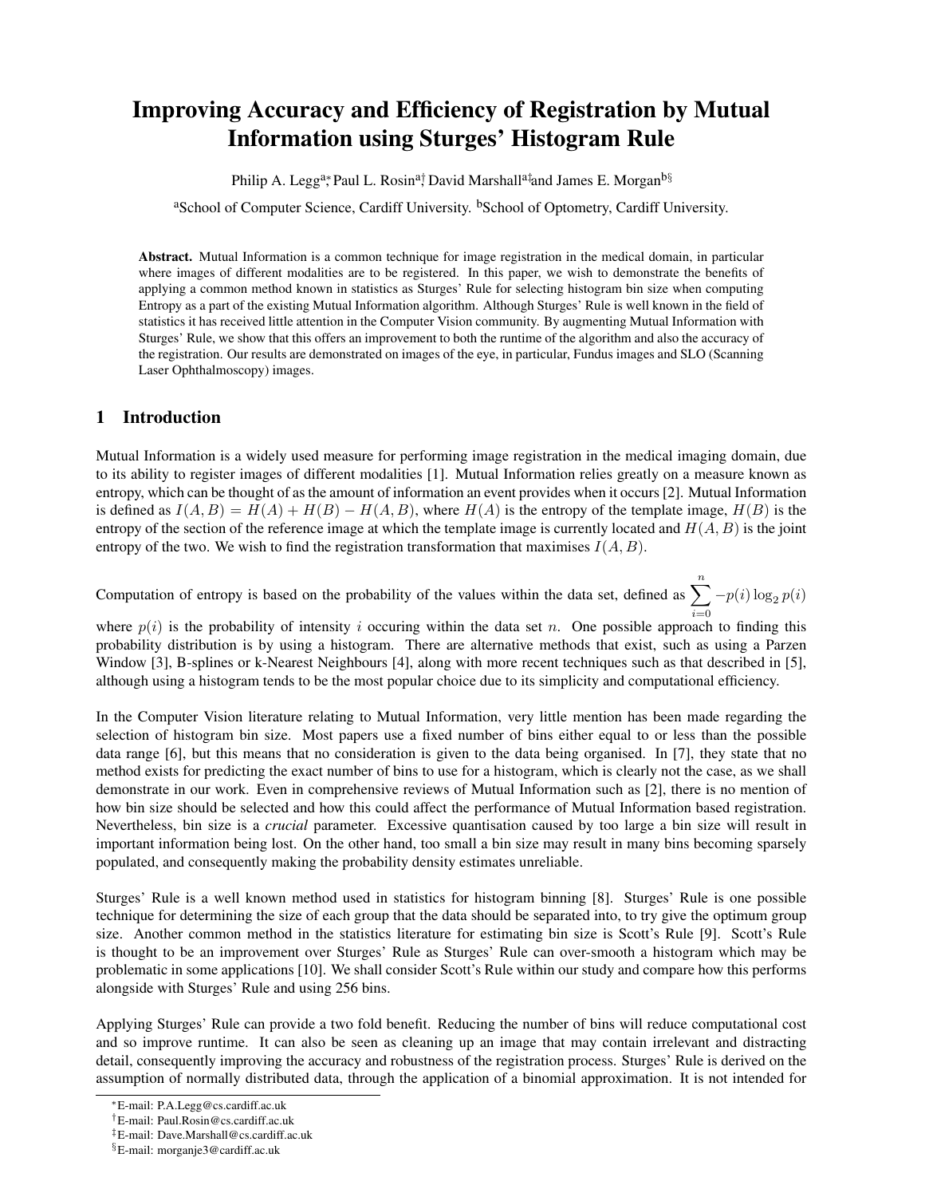# Improving Accuracy and Efficiency of Registration by Mutual Information using Sturges' Histogram Rule

Philip A. Legg[a,*], Paul L. Rosin[a,†], David Marshall[a,‡] and James E. Morgan[b,§]

[a]School of Computer Science, Cardiff University. [b]School of Optometry, Cardiff University.

**Abstract.** Mutual Information is a common technique for image registration in the medical domain, in particular where images of different modalities are to be registered. In this paper, we wish to demonstrate the benefits of applying a common method known in statistics as Sturges' Rule for selecting histogram bin size when computing Entropy as a part of the existing Mutual Information algorithm. Although Sturges' Rule is well known in the field of statistics it has received little attention in the Computer Vision community. By augmenting Mutual Information with Sturges' Rule, we show that this offers an improvement to both the runtime of the algorithm and also the accuracy of the registration. Our results are demonstrated on images of the eye, in particular, Fundus images and SLO (Scanning Laser Ophthalmoscopy) images.

## 1 Introduction

Mutual Information is a widely used measure for performing image registration in the medical imaging domain, due to its ability to register images of different modalities [1]. Mutual Information relies greatly on a measure known as entropy, which can be thought of as the amount of information an event provides when it occurs [2]. Mutual Information is defined as $I(A, B) = H(A) + H(B) - H(A, B)$, where $H(A)$ is the entropy of the template image, $H(B)$ is the entropy of the section of the reference image at which the template image is currently located and $H(A, B)$ is the joint entropy of the two. We wish to find the registration transformation that maximises $I(A, B)$.

Computation of entropy is based on the probability of the values within the data set, defined as $\sum_{i=0}^{n} -p(i) \log_2 p(i)$ where $p(i)$ is the probability of intensity $i$ occuring within the data set $n$. One possible approach to finding this probability distribution is by using a histogram. There are alternative methods that exist, such as using a Parzen Window [3], B-splines or k-Nearest Neighbours [4], along with more recent techniques such as that described in [5], although using a histogram tends to be the most popular choice due to its simplicity and computational efficiency.

In the Computer Vision literature relating to Mutual Information, very little mention has been made regarding the selection of histogram bin size. Most papers use a fixed number of bins either equal to or less than the possible data range [6], but this means that no consideration is given to the data being organised. In [7], they state that no method exists for predicting the exact number of bins to use for a histogram, which is clearly not the case, as we shall demonstrate in our work. Even in comprehensive reviews of Mutual Information such as [2], there is no mention of how bin size should be selected and how this could affect the performance of Mutual Information based registration. Nevertheless, bin size is a *crucial* parameter. Excessive quantisation caused by too large a bin size will result in important information being lost. On the other hand, too small a bin size may result in many bins becoming sparsely populated, and consequently making the probability density estimates unreliable.

Sturges' Rule is a well known method used in statistics for histogram binning [8]. Sturges' Rule is one possible technique for determining the size of each group that the data should be separated into, to try give the optimum group size. Another common method in the statistics literature for estimating bin size is Scott's Rule [9]. Scott's Rule is thought to be an improvement over Sturges' Rule as Sturges' Rule can over-smooth a histogram which may be problematic in some applications [10]. We shall consider Scott's Rule within our study and compare how this performs alongside with Sturges' Rule and using 256 bins.

Applying Sturges' Rule can provide a two fold benefit. Reducing the number of bins will reduce computational cost and so improve runtime. It can also be seen as cleaning up an image that may contain irrelevant and distracting detail, consequently improving the accuracy and robustness of the registration process. Sturges' Rule is derived on the assumption of normally distributed data, through the application of a binomial approximation. It is not intended for

*E-mail: P.A.Legg@cs.cardiff.ac.uk

†E-mail: Paul.Rosin@cs.cardiff.ac.uk

‡E-mail: Dave.Marshall@cs.cardiff.ac.uk

§E-mail: morganje3@cardiff.ac.uk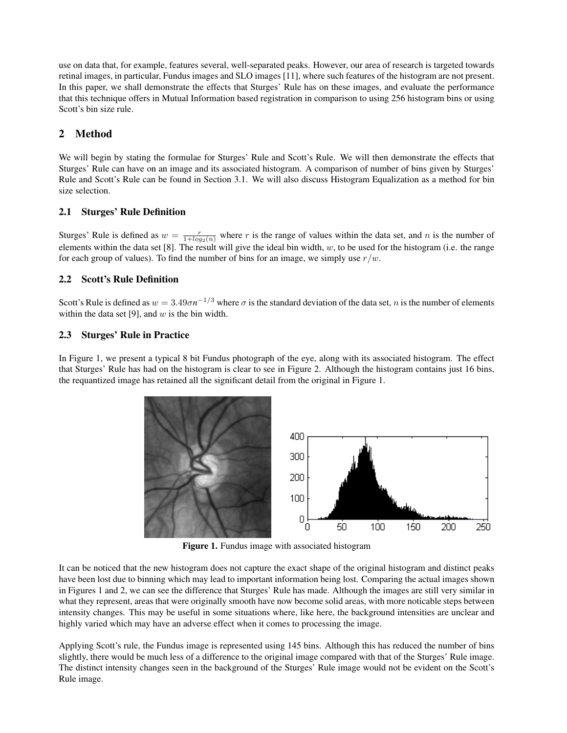use on data that, for example, features several, well-separated peaks. However, our area of research is targeted towards retinal images, in particular, Fundus images and SLO images [11], where such features of the histogram are not present. In this paper, we shall demonstrate the effects that Sturges' Rule has on these images, and evaluate the performance that this technique offers in Mutual Information based registration in comparison to using 256 histogram bins or using Scott's bin size rule.

## 2 Method

We will begin by stating the formulae for Sturges' Rule and Scott's Rule. We will then demonstrate the effects that Sturges' Rule can have on an image and its associated histogram. A comparison of number of bins given by Sturges' Rule and Scott's Rule can be found in Section 3.1. We will also discuss Histogram Equalization as a method for bin size selection.

### 2.1 Sturges' Rule Definition

Sturges' Rule is defined as $w = \frac{r}{1+log_2(n)}$ where $r$ is the range of values within the data set, and $n$ is the number of elements within the data set [8]. The result will give the ideal bin width, $w$, to be used for the histogram (i.e. the range for each group of values). To find the number of bins for an image, we simply use $r/w$.

### 2.2 Scott's Rule Definition

Scott's Rule is defined as $w = 3.49\sigma n^{-1/3}$ where $\sigma$ is the standard deviation of the data set, $n$ is the number of elements within the data set [9], and $w$ is the bin width.

### 2.3 Sturges' Rule in Practice

In Figure 1, we present a typical 8 bit Fundus photograph of the eye, along with its associated histogram. The effect that Sturges' Rule has had on the histogram is clear to see in Figure 2. Although the histogram contains just 16 bins, the requantized image has retained all the significant detail from the original in Figure 1.

**Figure 1.** Fundus image with associated histogram

It can be noticed that the new histogram does not capture the exact shape of the original histogram and distinct peaks have been lost due to binning which may lead to important information being lost. Comparing the actual images shown in Figures 1 and 2, we can see the difference that Sturges' Rule has made. Although the images are still very similar in what they represent, areas that were originally smooth have now become solid areas, with more noticable steps between intensity changes. This may be useful in some situations where, like here, the background intensities are unclear and highly varied which may have an adverse effect when it comes to processing the image.

Applying Scott's rule, the Fundus image is represented using 145 bins. Although this has reduced the number of bins slightly, there would be much less of a difference to the original image compared with that of the Sturges' Rule image. The distinct intensity changes seen in the background of the Sturges' Rule image would not be evident on the Scott's Rule image.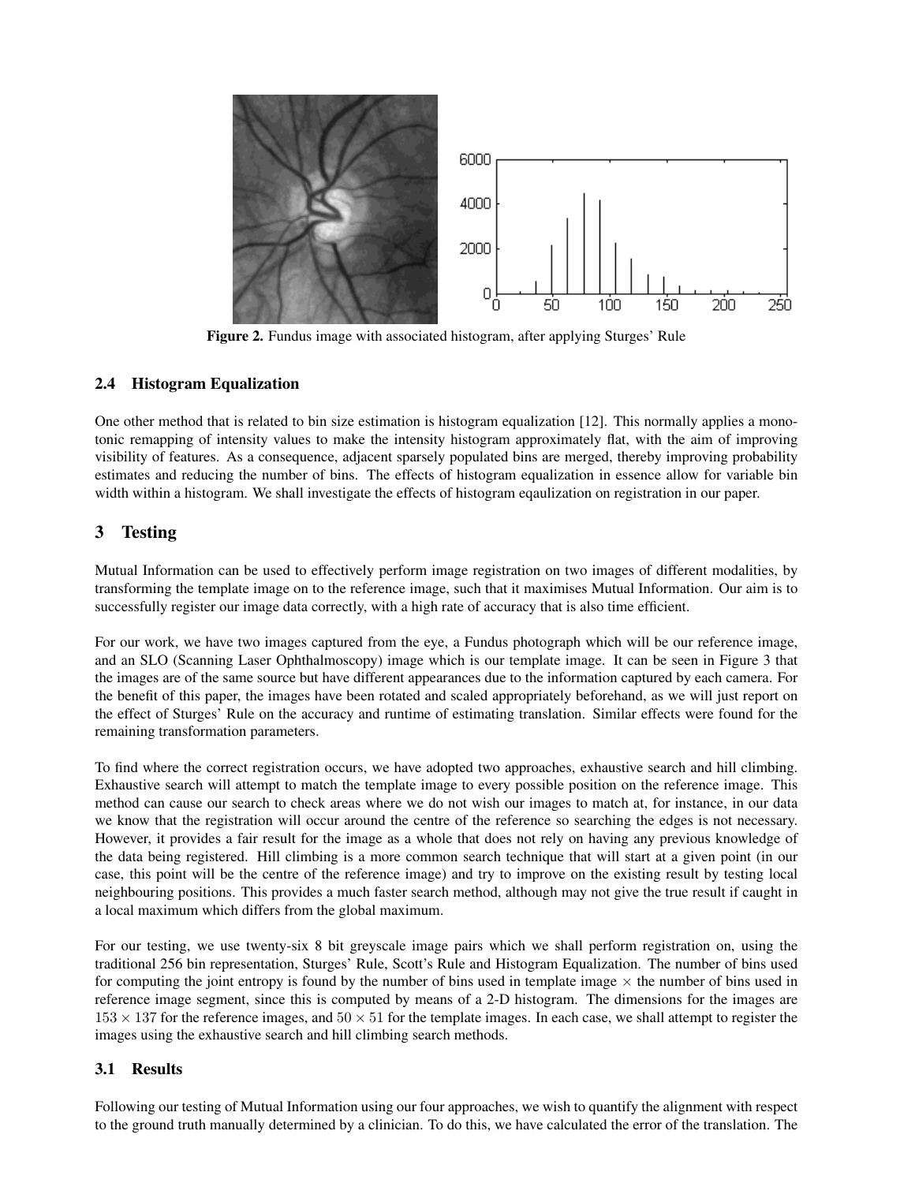Figure 2. Fundus image with associated histogram, after applying Sturges' Rule

### 2.4 Histogram Equalization

One other method that is related to bin size estimation is histogram equalization [12]. This normally applies a monotonic remapping of intensity values to make the intensity histogram approximately flat, with the aim of improving visibility of features. As a consequence, adjacent sparsely populated bins are merged, thereby improving probability estimates and reducing the number of bins. The effects of histogram equalization in essence allow for variable bin width within a histogram. We shall investigate the effects of histogram eqaulization on registration in our paper.

## 3 Testing

Mutual Information can be used to effectively perform image registration on two images of different modalities, by transforming the template image on to the reference image, such that it maximises Mutual Information. Our aim is to successfully register our image data correctly, with a high rate of accuracy that is also time efficient.

For our work, we have two images captured from the eye, a Fundus photograph which will be our reference image, and an SLO (Scanning Laser Ophthalmoscopy) image which is our template image. It can be seen in Figure 3 that the images are of the same source but have different appearances due to the information captured by each camera. For the benefit of this paper, the images have been rotated and scaled appropriately beforehand, as we will just report on the effect of Sturges' Rule on the accuracy and runtime of estimating translation. Similar effects were found for the remaining transformation parameters.

To find where the correct registration occurs, we have adopted two approaches, exhaustive search and hill climbing. Exhaustive search will attempt to match the template image to every possible position on the reference image. This method can cause our search to check areas where we do not wish our images to match at, for instance, in our data we know that the registration will occur around the centre of the reference so searching the edges is not necessary. However, it provides a fair result for the image as a whole that does not rely on having any previous knowledge of the data being registered. Hill climbing is a more common search technique that will start at a given point (in our case, this point will be the centre of the reference image) and try to improve on the existing result by testing local neighbouring positions. This provides a much faster search method, although may not give the true result if caught in a local maximum which differs from the global maximum.

For our testing, we use twenty-six 8 bit greyscale image pairs which we shall perform registration on, using the traditional 256 bin representation, Sturges' Rule, Scott's Rule and Histogram Equalization. The number of bins used for computing the joint entropy is found by the number of bins used in template image $\times$ the number of bins used in reference image segment, since this is computed by means of a 2-D histogram. The dimensions for the images are $153 \times 137$ for the reference images, and $50 \times 51$ for the template images. In each case, we shall attempt to register the images using the exhaustive search and hill climbing search methods.

### 3.1 Results

Following our testing of Mutual Information using our four approaches, we wish to quantify the alignment with respect to the ground truth manually determined by a clinician. To do this, we have calculated the error of the translation. The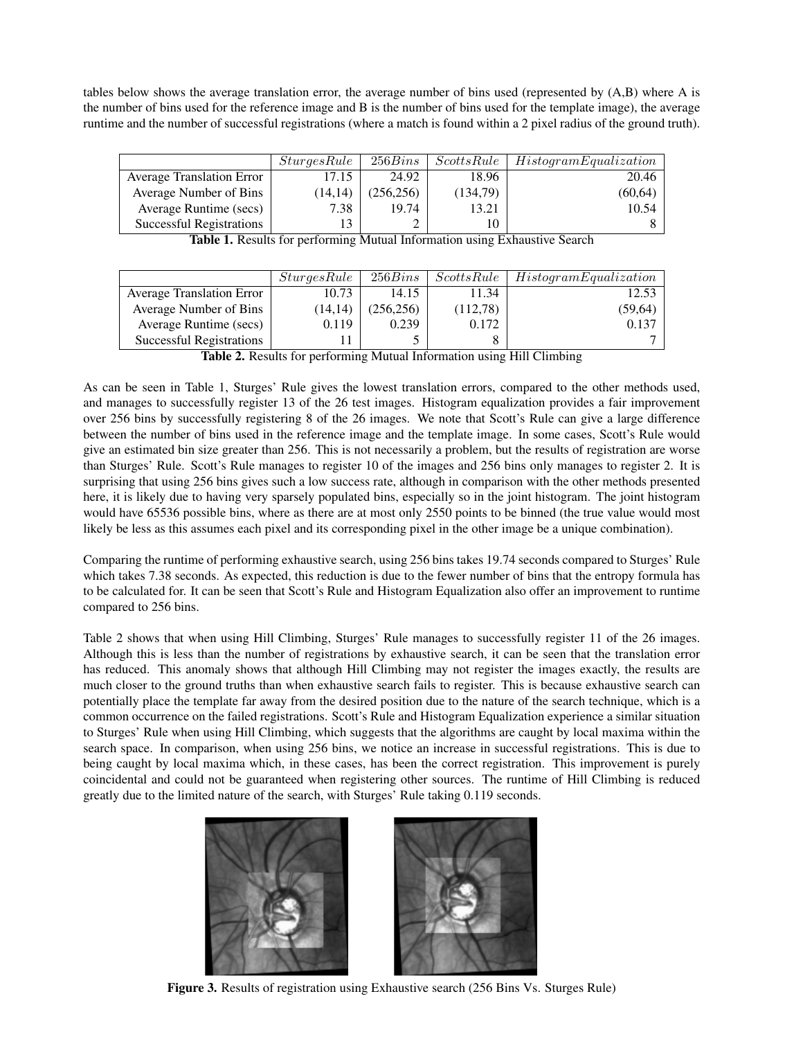tables below shows the average translation error, the average number of bins used (represented by (A,B) where A is the number of bins used for the reference image and B is the number of bins used for the template image), the average runtime and the number of successful registrations (where a match is found within a 2 pixel radius of the ground truth).

| | $SturgesRule$ | $256Bins$ | $ScottsRule$ | $HistogramEqualization$ |
|---|---|---|---|---|
| Average Translation Error | 17.15 | 24.92 | 18.96 | 20.46 |
| Average Number of Bins | (14,14) | (256,256) | (134,79) | (60,64) |
| Average Runtime (secs) | 7.38 | 19.74 | 13.21 | 10.54 |
| Successful Registrations | 13 | 2 | 10 | 8 |

**Table 1.** Results for performing Mutual Information using Exhaustive Search

| | $SturgesRule$ | $256Bins$ | $ScottsRule$ | $HistogramEqualization$ |
|---|---|---|---|---|
| Average Translation Error | 10.73 | 14.15 | 11.34 | 12.53 |
| Average Number of Bins | (14,14) | (256,256) | (112,78) | (59,64) |
| Average Runtime (secs) | 0.119 | 0.239 | 0.172 | 0.137 |
| Successful Registrations | 11 | 5 | 8 | 7 |

**Table 2.** Results for performing Mutual Information using Hill Climbing

As can be seen in Table 1, Sturges' Rule gives the lowest translation errors, compared to the other methods used, and manages to successfully register 13 of the 26 test images. Histogram equalization provides a fair improvement over 256 bins by successfully registering 8 of the 26 images. We note that Scott's Rule can give a large difference between the number of bins used in the reference image and the template image. In some cases, Scott's Rule would give an estimated bin size greater than 256. This is not necessarily a problem, but the results of registration are worse than Sturges' Rule. Scott's Rule manages to register 10 of the images and 256 bins only manages to register 2. It is surprising that using 256 bins gives such a low success rate, although in comparison with the other methods presented here, it is likely due to having very sparsely populated bins, especially so in the joint histogram. The joint histogram would have 65536 possible bins, where as there are at most only 2550 points to be binned (the true value would most likely be less as this assumes each pixel and its corresponding pixel in the other image be a unique combination).

Comparing the runtime of performing exhaustive search, using 256 bins takes 19.74 seconds compared to Sturges' Rule which takes 7.38 seconds. As expected, this reduction is due to the fewer number of bins that the entropy formula has to be calculated for. It can be seen that Scott's Rule and Histogram Equalization also offer an improvement to runtime compared to 256 bins.

Table 2 shows that when using Hill Climbing, Sturges' Rule manages to successfully register 11 of the 26 images. Although this is less than the number of registrations by exhaustive search, it can be seen that the translation error has reduced. This anomaly shows that although Hill Climbing may not register the images exactly, the results are much closer to the ground truths than when exhaustive search fails to register. This is because exhaustive search can potentially place the template far away from the desired position due to the nature of the search technique, which is a common occurrence on the failed registrations. Scott's Rule and Histogram Equalization experience a similar situation to Sturges' Rule when using Hill Climbing, which suggests that the algorithms are caught by local maxima within the search space. In comparison, when using 256 bins, we notice an increase in successful registrations. This is due to being caught by local maxima which, in these cases, has been the correct registration. This improvement is purely coincidental and could not be guaranteed when registering other sources. The runtime of Hill Climbing is reduced greatly due to the limited nature of the search, with Sturges' Rule taking 0.119 seconds.

**Figure 3.** Results of registration using Exhaustive search (256 Bins Vs. Sturges Rule)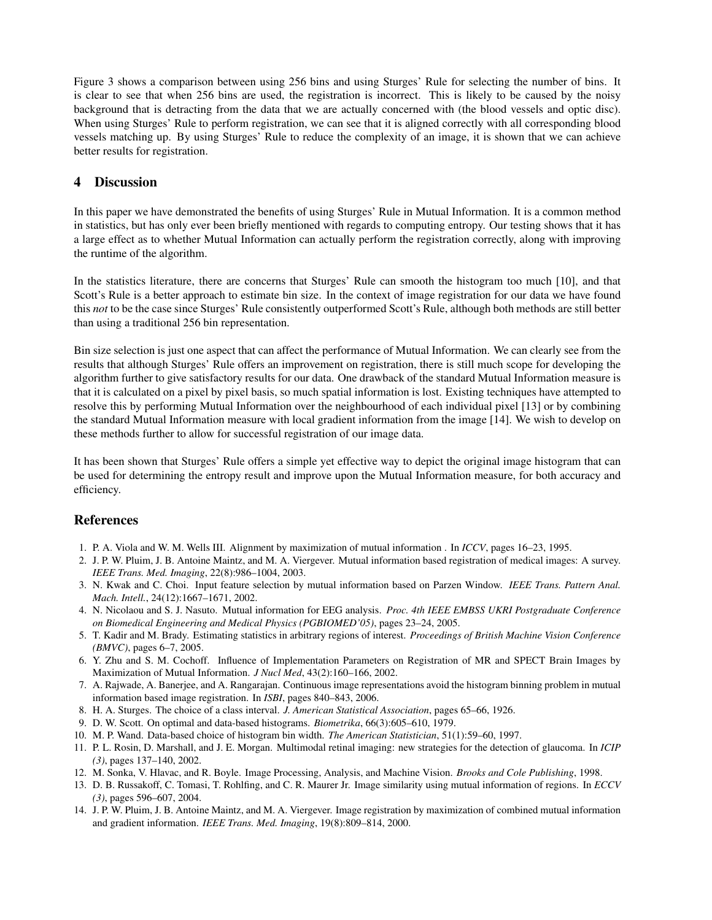Figure 3 shows a comparison between using 256 bins and using Sturges' Rule for selecting the number of bins. It is clear to see that when 256 bins are used, the registration is incorrect. This is likely to be caused by the noisy background that is detracting from the data that we are actually concerned with (the blood vessels and optic disc). When using Sturges' Rule to perform registration, we can see that it is aligned correctly with all corresponding blood vessels matching up. By using Sturges' Rule to reduce the complexity of an image, it is shown that we can achieve better results for registration.

## 4 Discussion

In this paper we have demonstrated the benefits of using Sturges' Rule in Mutual Information. It is a common method in statistics, but has only ever been briefly mentioned with regards to computing entropy. Our testing shows that it has a large effect as to whether Mutual Information can actually perform the registration correctly, along with improving the runtime of the algorithm.

In the statistics literature, there are concerns that Sturges' Rule can smooth the histogram too much [10], and that Scott's Rule is a better approach to estimate bin size. In the context of image registration for our data we have found this *not* to be the case since Sturges' Rule consistently outperformed Scott's Rule, although both methods are still better than using a traditional 256 bin representation.

Bin size selection is just one aspect that can affect the performance of Mutual Information. We can clearly see from the results that although Sturges' Rule offers an improvement on registration, there is still much scope for developing the algorithm further to give satisfactory results for our data. One drawback of the standard Mutual Information measure is that it is calculated on a pixel by pixel basis, so much spatial information is lost. Existing techniques have attempted to resolve this by performing Mutual Information over the neighbourhood of each individual pixel [13] or by combining the standard Mutual Information measure with local gradient information from the image [14]. We wish to develop on these methods further to allow for successful registration of our image data.

It has been shown that Sturges' Rule offers a simple yet effective way to depict the original image histogram that can be used for determining the entropy result and improve upon the Mutual Information measure, for both accuracy and efficiency.

## References

1. P. A. Viola and W. M. Wells III. Alignment by maximization of mutual information . In *ICCV*, pages 16–23, 1995.
2. J. P. W. Pluim, J. B. Antoine Maintz, and M. A. Viergever. Mutual information based registration of medical images: A survey. *IEEE Trans. Med. Imaging*, 22(8):986–1004, 2003.
3. N. Kwak and C. Choi. Input feature selection by mutual information based on Parzen Window. *IEEE Trans. Pattern Anal. Mach. Intell.*, 24(12):1667–1671, 2002.
4. N. Nicolaou and S. J. Nasuto. Mutual information for EEG analysis. *Proc. 4th IEEE EMBSS UKRI Postgraduate Conference on Biomedical Engineering and Medical Physics (PGBIOMED'05)*, pages 23–24, 2005.
5. T. Kadir and M. Brady. Estimating statistics in arbitrary regions of interest. *Proceedings of British Machine Vision Conference (BMVC)*, pages 6–7, 2005.
6. Y. Zhu and S. M. Cochoff. Influence of Implementation Parameters on Registration of MR and SPECT Brain Images by Maximization of Mutual Information. *J Nucl Med*, 43(2):160–166, 2002.
7. A. Rajwade, A. Banerjee, and A. Rangarajan. Continuous image representations avoid the histogram binning problem in mutual information based image registration. In *ISBI*, pages 840–843, 2006.
8. H. A. Sturges. The choice of a class interval. *J. American Statistical Association*, pages 65–66, 1926.
9. D. W. Scott. On optimal and data-based histograms. *Biometrika*, 66(3):605–610, 1979.
10. M. P. Wand. Data-based choice of histogram bin width. *The American Statistician*, 51(1):59–60, 1997.
11. P. L. Rosin, D. Marshall, and J. E. Morgan. Multimodal retinal imaging: new strategies for the detection of glaucoma. In *ICIP (3)*, pages 137–140, 2002.
12. M. Sonka, V. Hlavac, and R. Boyle. Image Processing, Analysis, and Machine Vision. *Brooks and Cole Publishing*, 1998.
13. D. B. Russakoff, C. Tomasi, T. Rohlfing, and C. R. Maurer Jr. Image similarity using mutual information of regions. In *ECCV (3)*, pages 596–607, 2004.
14. J. P. W. Pluim, J. B. Antoine Maintz, and M. A. Viergever. Image registration by maximization of combined mutual information and gradient information. *IEEE Trans. Med. Imaging*, 19(8):809–814, 2000.